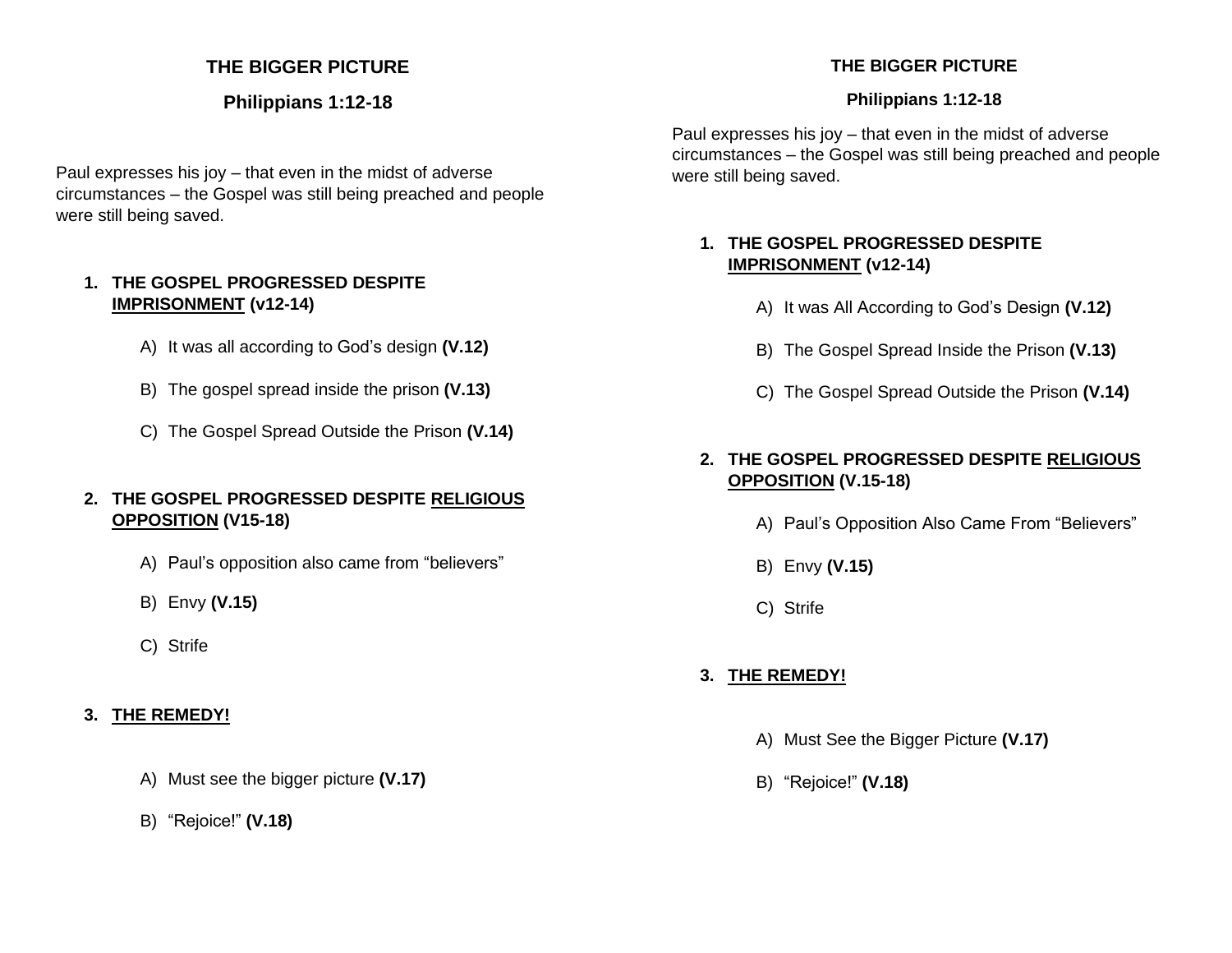# THE BIGGER PICTURE

## Philippians 1:12-18

Paul expresses his joy – that even in the midst of adverse circumstances – the Gospel was still being preached and people were still being saved.

1. **THE GOSPEL PROGRESSED DESPITE <u>IMPRISONMENT</u> (v12-14)**

    A) It was all according to God's design **(V.12)**

    B) The gospel spread inside the prison **(V.13)**

    C) The Gospel Spread Outside the Prison **(V.14)**

2. **THE GOSPEL PROGRESSED DESPITE <u>RELIGIOUS OPPOSITION</u> (V15-18)**

    A) Paul's opposition also came from "believers"

    B) Envy **(V.15)**

    C) Strife

3. **<u>THE REMEDY!</u>**

    A) Must see the bigger picture **(V.17)**

    B) "Rejoice!" **(V.18)**

# THE BIGGER PICTURE

## Philippians 1:12-18

Paul expresses his joy – that even in the midst of adverse circumstances – the Gospel was still being preached and people were still being saved.

1. **THE GOSPEL PROGRESSED DESPITE <u>IMPRISONMENT</u> (v12-14)**

    A) It was All According to God's Design **(V.12)**

    B) The Gospel Spread Inside the Prison **(V.13)**

    C) The Gospel Spread Outside the Prison **(V.14)**

2. **THE GOSPEL PROGRESSED DESPITE <u>RELIGIOUS OPPOSITION</u> (V.15-18)**

    A) Paul's Opposition Also Came From "Believers"

    B) Envy **(V.15)**

    C) Strife

3. **<u>THE REMEDY!</u>**

    A) Must See the Bigger Picture **(V.17)**

    B) "Rejoice!" **(V.18)**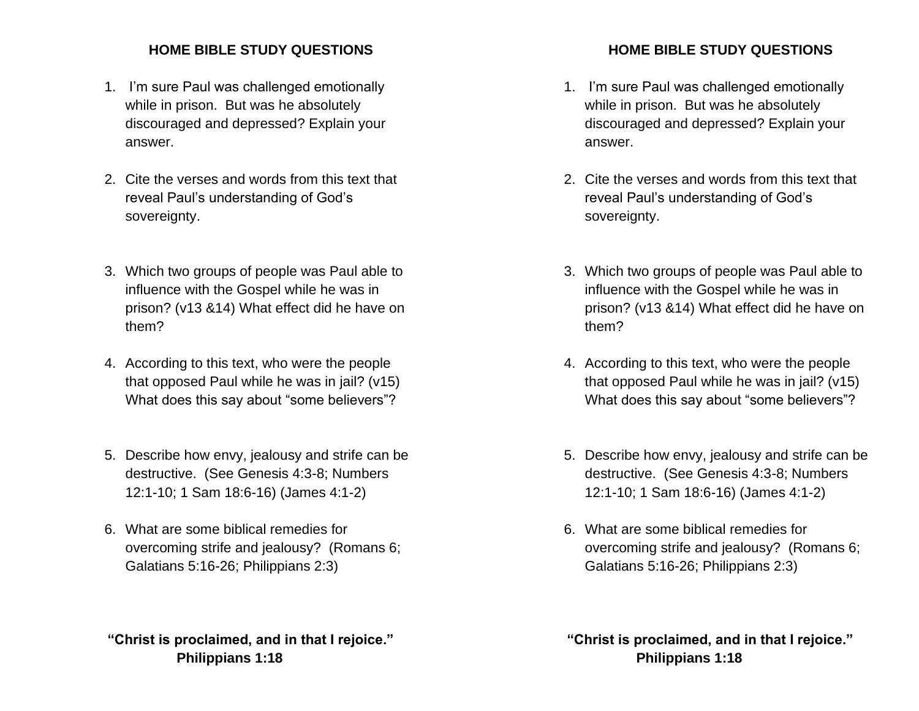## HOME BIBLE STUDY QUESTIONS

1. I'm sure Paul was challenged emotionally while in prison. But was he absolutely discouraged and depressed? Explain your answer.

2. Cite the verses and words from this text that reveal Paul's understanding of God's sovereignty.

3. Which two groups of people was Paul able to influence with the Gospel while he was in prison? (v13 &14) What effect did he have on them?

4. According to this text, who were the people that opposed Paul while he was in jail? (v15) What does this say about "some believers"?

5. Describe how envy, jealousy and strife can be destructive. (See Genesis 4:3-8; Numbers 12:1-10; 1 Sam 18:6-16) (James 4:1-2)

6. What are some biblical remedies for overcoming strife and jealousy? (Romans 6; Galatians 5:16-26; Philippians 2:3)

**"Christ is proclaimed, and in that I rejoice."**
**Philippians 1:18**

## HOME BIBLE STUDY QUESTIONS

1. I'm sure Paul was challenged emotionally while in prison. But was he absolutely discouraged and depressed? Explain your answer.

2. Cite the verses and words from this text that reveal Paul's understanding of God's sovereignty.

3. Which two groups of people was Paul able to influence with the Gospel while he was in prison? (v13 &14) What effect did he have on them?

4. According to this text, who were the people that opposed Paul while he was in jail? (v15) What does this say about "some believers"?

5. Describe how envy, jealousy and strife can be destructive. (See Genesis 4:3-8; Numbers 12:1-10; 1 Sam 18:6-16) (James 4:1-2)

6. What are some biblical remedies for overcoming strife and jealousy? (Romans 6; Galatians 5:16-26; Philippians 2:3)

**"Christ is proclaimed, and in that I rejoice."**
**Philippians 1:18**